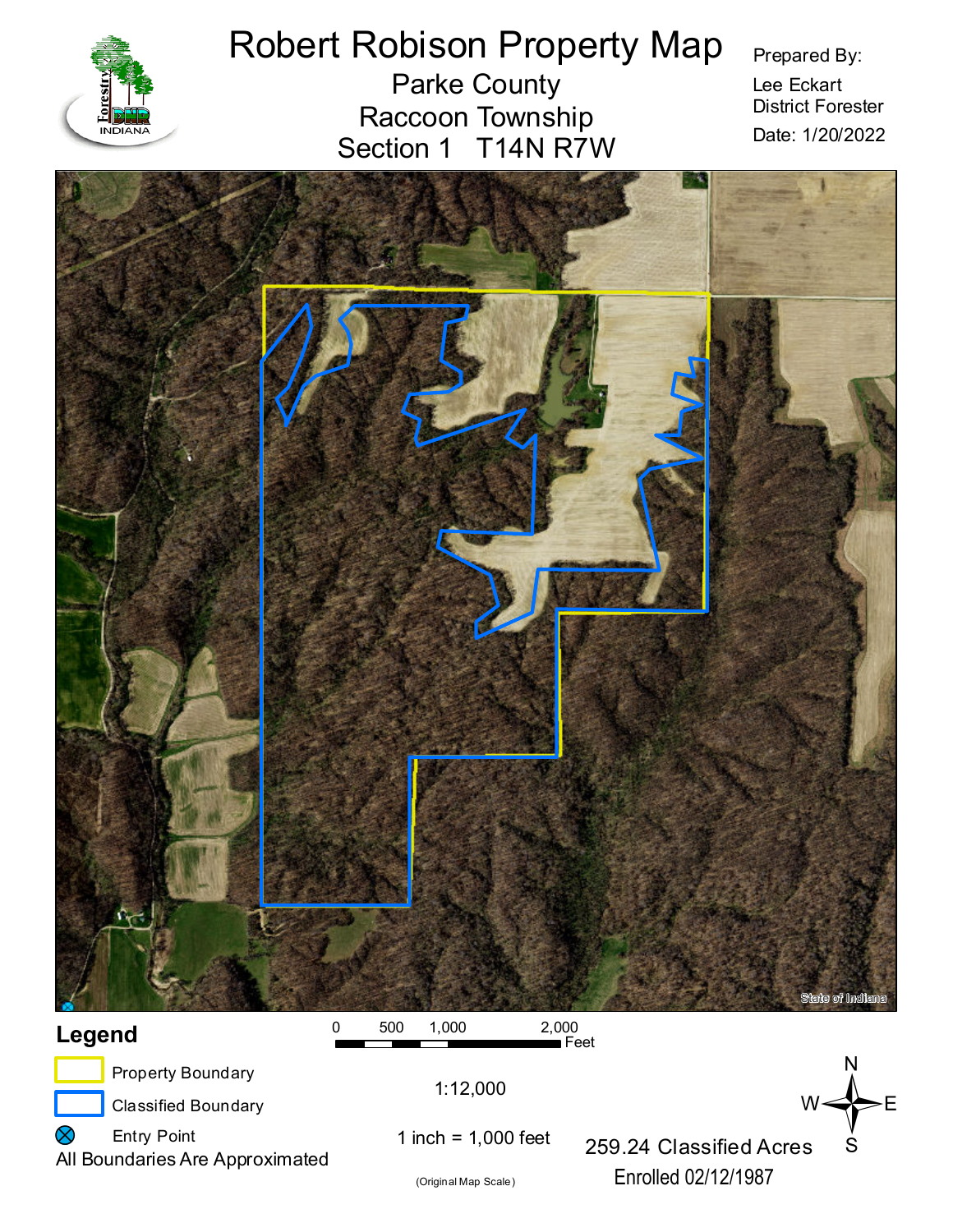# Robert Robison Property Map

## Parke County

## Raccoon Township

## Section 1 T14N R7W

Prepared By:

Lee Eckart
District Forester

Date: 1/20/2022

State of Indiana

**Legend**

Property Boundary

Classified Boundary

Entry Point

All Boundaries Are Approximated

0 500 1,000 2,000 Feet

1:12,000

1 inch = 1,000 feet

(Original Map Scale)

259.24 Classified Acres

Enrolled 02/12/1987

N W E S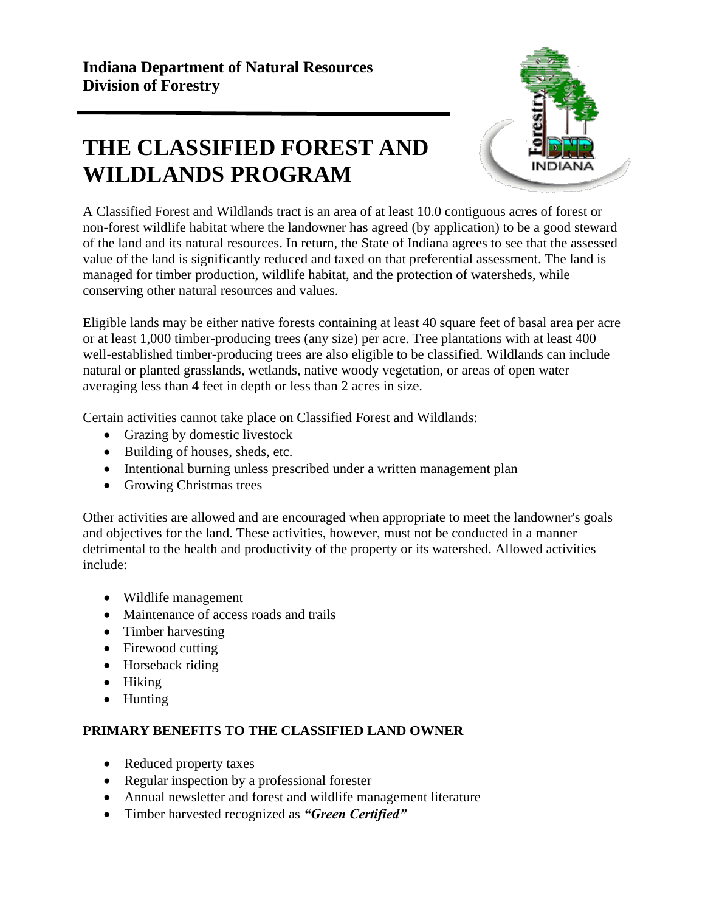**Indiana Department of Natural Resources**
**Division of Forestry**

# THE CLASSIFIED FOREST AND WILDLANDS PROGRAM

A Classified Forest and Wildlands tract is an area of at least 10.0 contiguous acres of forest or non-forest wildlife habitat where the landowner has agreed (by application) to be a good steward of the land and its natural resources. In return, the State of Indiana agrees to see that the assessed value of the land is significantly reduced and taxed on that preferential assessment. The land is managed for timber production, wildlife habitat, and the protection of watersheds, while conserving other natural resources and values.

Eligible lands may be either native forests containing at least 40 square feet of basal area per acre or at least 1,000 timber-producing trees (any size) per acre. Tree plantations with at least 400 well-established timber-producing trees are also eligible to be classified. Wildlands can include natural or planted grasslands, wetlands, native woody vegetation, or areas of open water averaging less than 4 feet in depth or less than 2 acres in size.

Certain activities cannot take place on Classified Forest and Wildlands:

- Grazing by domestic livestock
- Building of houses, sheds, etc.
- Intentional burning unless prescribed under a written management plan
- Growing Christmas trees

Other activities are allowed and are encouraged when appropriate to meet the landowner's goals and objectives for the land. These activities, however, must not be conducted in a manner detrimental to the health and productivity of the property or its watershed. Allowed activities include:

- Wildlife management
- Maintenance of access roads and trails
- Timber harvesting
- Firewood cutting
- Horseback riding
- Hiking
- Hunting

## PRIMARY BENEFITS TO THE CLASSIFIED LAND OWNER

- Reduced property taxes
- Regular inspection by a professional forester
- Annual newsletter and forest and wildlife management literature
- Timber harvested recognized as ***"Green Certified"***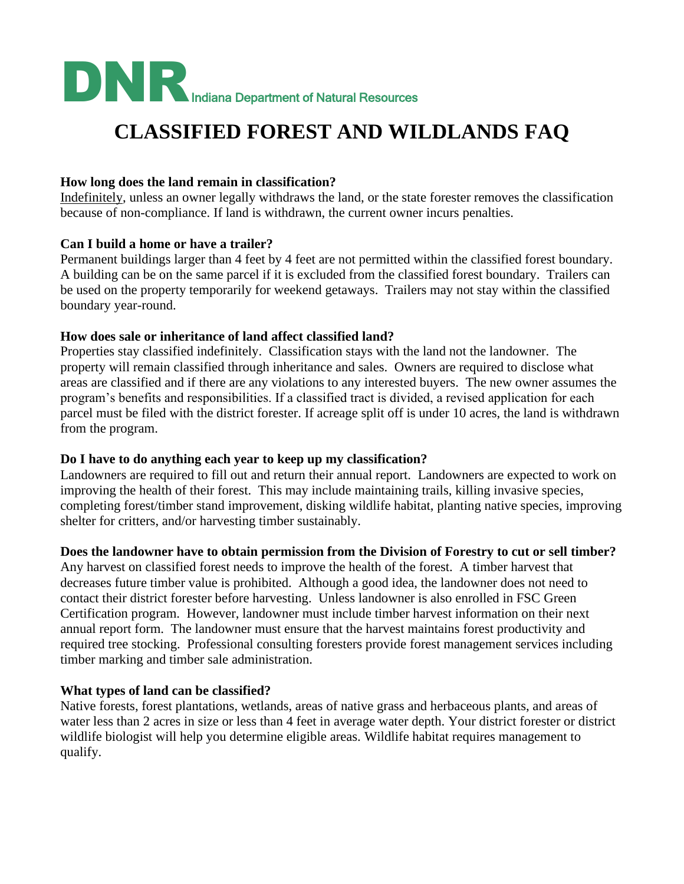DNR Indiana Department of Natural Resources

# CLASSIFIED FOREST AND WILDLANDS FAQ

**How long does the land remain in classification?**
Indefinitely, unless an owner legally withdraws the land, or the state forester removes the classification because of non-compliance. If land is withdrawn, the current owner incurs penalties.

**Can I build a home or have a trailer?**
Permanent buildings larger than 4 feet by 4 feet are not permitted within the classified forest boundary. A building can be on the same parcel if it is excluded from the classified forest boundary. Trailers can be used on the property temporarily for weekend getaways. Trailers may not stay within the classified boundary year-round.

**How does sale or inheritance of land affect classified land?**
Properties stay classified indefinitely. Classification stays with the land not the landowner. The property will remain classified through inheritance and sales. Owners are required to disclose what areas are classified and if there are any violations to any interested buyers. The new owner assumes the program's benefits and responsibilities. If a classified tract is divided, a revised application for each parcel must be filed with the district forester. If acreage split off is under 10 acres, the land is withdrawn from the program.

**Do I have to do anything each year to keep up my classification?**
Landowners are required to fill out and return their annual report. Landowners are expected to work on improving the health of their forest. This may include maintaining trails, killing invasive species, completing forest/timber stand improvement, disking wildlife habitat, planting native species, improving shelter for critters, and/or harvesting timber sustainably.

**Does the landowner have to obtain permission from the Division of Forestry to cut or sell timber?**
Any harvest on classified forest needs to improve the health of the forest. A timber harvest that decreases future timber value is prohibited. Although a good idea, the landowner does not need to contact their district forester before harvesting. Unless landowner is also enrolled in FSC Green Certification program. However, landowner must include timber harvest information on their next annual report form. The landowner must ensure that the harvest maintains forest productivity and required tree stocking. Professional consulting foresters provide forest management services including timber marking and timber sale administration.

**What types of land can be classified?**
Native forests, forest plantations, wetlands, areas of native grass and herbaceous plants, and areas of water less than 2 acres in size or less than 4 feet in average water depth. Your district forester or district wildlife biologist will help you determine eligible areas. Wildlife habitat requires management to qualify.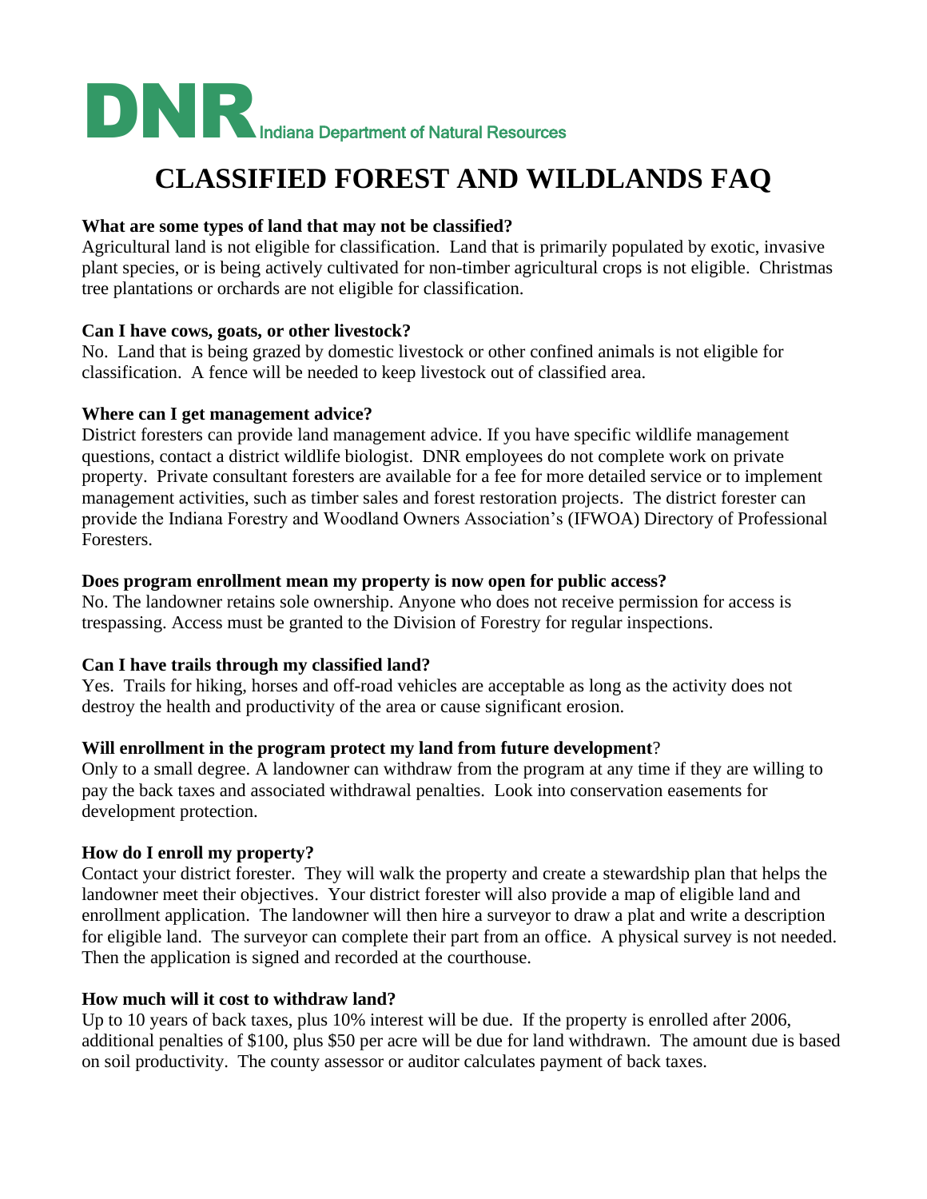**DNR** Indiana Department of Natural Resources

# CLASSIFIED FOREST AND WILDLANDS FAQ

**What are some types of land that may not be classified?**
Agricultural land is not eligible for classification. Land that is primarily populated by exotic, invasive plant species, or is being actively cultivated for non-timber agricultural crops is not eligible. Christmas tree plantations or orchards are not eligible for classification.

**Can I have cows, goats, or other livestock?**
No. Land that is being grazed by domestic livestock or other confined animals is not eligible for classification. A fence will be needed to keep livestock out of classified area.

**Where can I get management advice?**
District foresters can provide land management advice. If you have specific wildlife management questions, contact a district wildlife biologist. DNR employees do not complete work on private property. Private consultant foresters are available for a fee for more detailed service or to implement management activities, such as timber sales and forest restoration projects. The district forester can provide the Indiana Forestry and Woodland Owners Association's (IFWOA) Directory of Professional Foresters.

**Does program enrollment mean my property is now open for public access?**
No. The landowner retains sole ownership. Anyone who does not receive permission for access is trespassing. Access must be granted to the Division of Forestry for regular inspections.

**Can I have trails through my classified land?**
Yes. Trails for hiking, horses and off-road vehicles are acceptable as long as the activity does not destroy the health and productivity of the area or cause significant erosion.

**Will enrollment in the program protect my land from future development**?
Only to a small degree. A landowner can withdraw from the program at any time if they are willing to pay the back taxes and associated withdrawal penalties. Look into conservation easements for development protection.

**How do I enroll my property?**
Contact your district forester. They will walk the property and create a stewardship plan that helps the landowner meet their objectives. Your district forester will also provide a map of eligible land and enrollment application. The landowner will then hire a surveyor to draw a plat and write a description for eligible land. The surveyor can complete their part from an office. A physical survey is not needed. Then the application is signed and recorded at the courthouse.

**How much will it cost to withdraw land?**
Up to 10 years of back taxes, plus 10% interest will be due. If the property is enrolled after 2006, additional penalties of $100, plus $50 per acre will be due for land withdrawn. The amount due is based on soil productivity. The county assessor or auditor calculates payment of back taxes.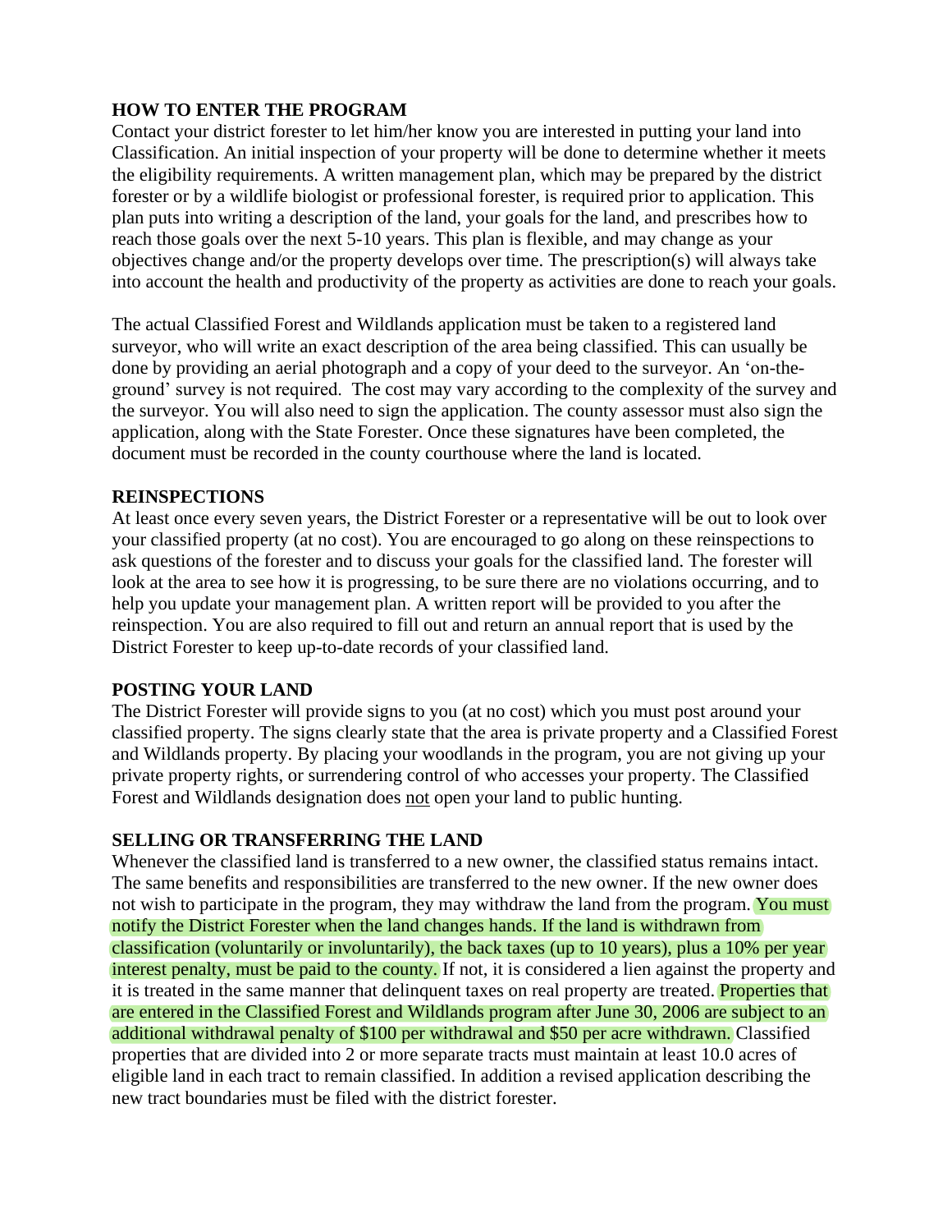**HOW TO ENTER THE PROGRAM**

Contact your district forester to let him/her know you are interested in putting your land into Classification. An initial inspection of your property will be done to determine whether it meets the eligibility requirements. A written management plan, which may be prepared by the district forester or by a wildlife biologist or professional forester, is required prior to application. This plan puts into writing a description of the land, your goals for the land, and prescribes how to reach those goals over the next 5-10 years. This plan is flexible, and may change as your objectives change and/or the property develops over time. The prescription(s) will always take into account the health and productivity of the property as activities are done to reach your goals.

The actual Classified Forest and Wildlands application must be taken to a registered land surveyor, who will write an exact description of the area being classified. This can usually be done by providing an aerial photograph and a copy of your deed to the surveyor. An 'on-the-ground' survey is not required. The cost may vary according to the complexity of the survey and the surveyor. You will also need to sign the application. The county assessor must also sign the application, along with the State Forester. Once these signatures have been completed, the document must be recorded in the county courthouse where the land is located.

**REINSPECTIONS**

At least once every seven years, the District Forester or a representative will be out to look over your classified property (at no cost). You are encouraged to go along on these reinspections to ask questions of the forester and to discuss your goals for the classified land. The forester will look at the area to see how it is progressing, to be sure there are no violations occurring, and to help you update your management plan. A written report will be provided to you after the reinspection. You are also required to fill out and return an annual report that is used by the District Forester to keep up-to-date records of your classified land.

**POSTING YOUR LAND**

The District Forester will provide signs to you (at no cost) which you must post around your classified property. The signs clearly state that the area is private property and a Classified Forest and Wildlands property. By placing your woodlands in the program, you are not giving up your private property rights, or surrendering control of who accesses your property. The Classified Forest and Wildlands designation does not open your land to public hunting.

**SELLING OR TRANSFERRING THE LAND**

Whenever the classified land is transferred to a new owner, the classified status remains intact. The same benefits and responsibilities are transferred to the new owner. If the new owner does not wish to participate in the program, they may withdraw the land from the program. You must notify the District Forester when the land changes hands. If the land is withdrawn from classification (voluntarily or involuntarily), the back taxes (up to 10 years), plus a 10% per year interest penalty, must be paid to the county. If not, it is considered a lien against the property and it is treated in the same manner that delinquent taxes on real property are treated. Properties that are entered in the Classified Forest and Wildlands program after June 30, 2006 are subject to an additional withdrawal penalty of $100 per withdrawal and $50 per acre withdrawn. Classified properties that are divided into 2 or more separate tracts must maintain at least 10.0 acres of eligible land in each tract to remain classified. In addition a revised application describing the new tract boundaries must be filed with the district forester.